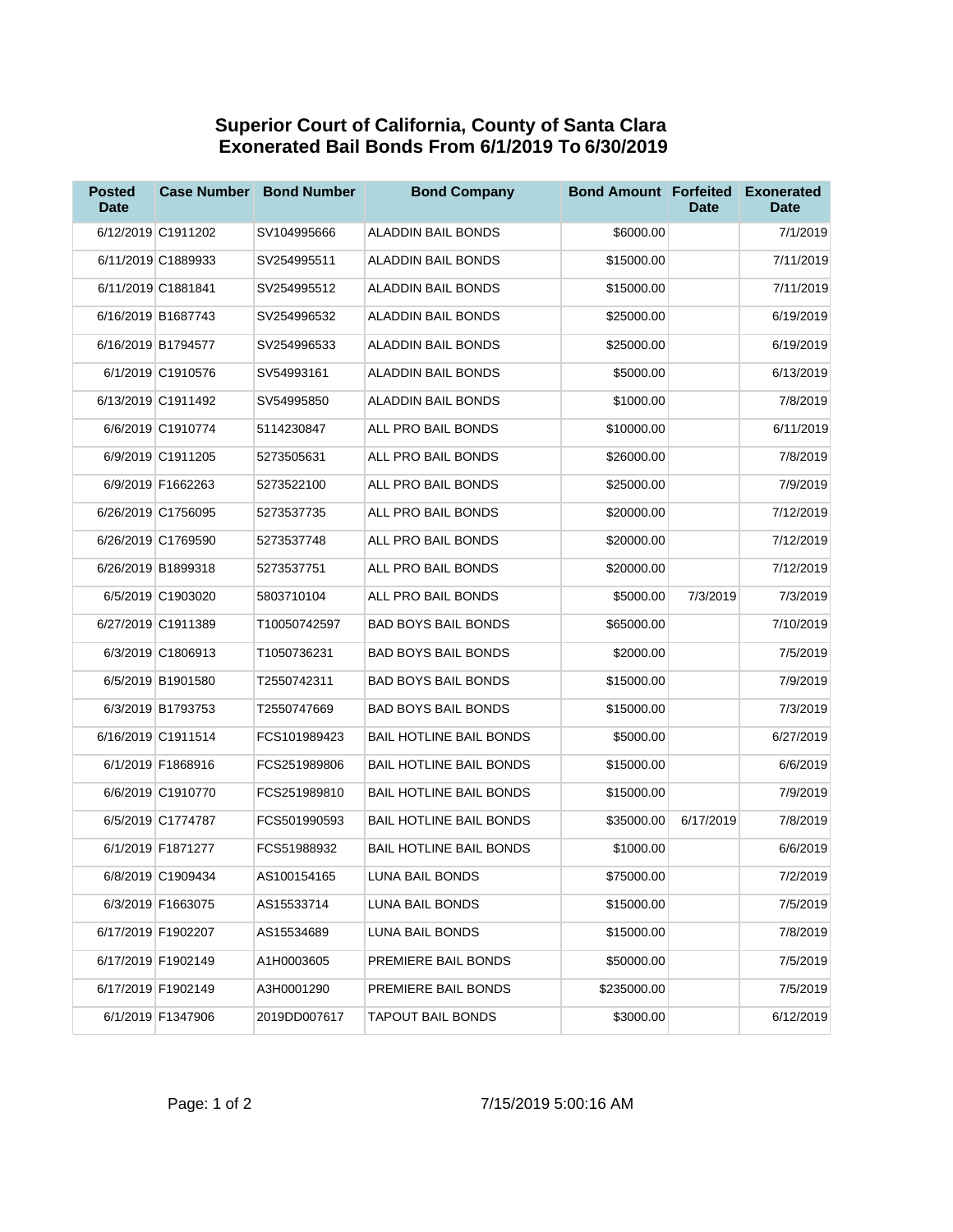# Superior Court of California, County of Santa Clara
## Exonerated Bail Bonds From 6/1/2019 To 6/30/2019

| Posted Date | Case Number | Bond Number | Bond Company | Bond Amount | Forfeited Date | Exonerated Date |
|---|---|---|---|---|---|---|
| 6/12/2019 | C1911202 | SV104995666 | ALADDIN BAIL BONDS | $6000.00 | | 7/1/2019 |
| 6/11/2019 | C1889933 | SV254995511 | ALADDIN BAIL BONDS | $15000.00 | | 7/11/2019 |
| 6/11/2019 | C1881841 | SV254995512 | ALADDIN BAIL BONDS | $15000.00 | | 7/11/2019 |
| 6/16/2019 | B1687743 | SV254996532 | ALADDIN BAIL BONDS | $25000.00 | | 6/19/2019 |
| 6/16/2019 | B1794577 | SV254996533 | ALADDIN BAIL BONDS | $25000.00 | | 6/19/2019 |
| 6/1/2019 | C1910576 | SV54993161 | ALADDIN BAIL BONDS | $5000.00 | | 6/13/2019 |
| 6/13/2019 | C1911492 | SV54995850 | ALADDIN BAIL BONDS | $1000.00 | | 7/8/2019 |
| 6/6/2019 | C1910774 | 5114230847 | ALL PRO BAIL BONDS | $10000.00 | | 6/11/2019 |
| 6/9/2019 | C1911205 | 5273505631 | ALL PRO BAIL BONDS | $26000.00 | | 7/8/2019 |
| 6/9/2019 | F1662263 | 5273522100 | ALL PRO BAIL BONDS | $25000.00 | | 7/9/2019 |
| 6/26/2019 | C1756095 | 5273537735 | ALL PRO BAIL BONDS | $20000.00 | | 7/12/2019 |
| 6/26/2019 | C1769590 | 5273537748 | ALL PRO BAIL BONDS | $20000.00 | | 7/12/2019 |
| 6/26/2019 | B1899318 | 5273537751 | ALL PRO BAIL BONDS | $20000.00 | | 7/12/2019 |
| 6/5/2019 | C1903020 | 5803710104 | ALL PRO BAIL BONDS | $5000.00 | 7/3/2019 | 7/3/2019 |
| 6/27/2019 | C1911389 | T10050742597 | BAD BOYS BAIL BONDS | $65000.00 | | 7/10/2019 |
| 6/3/2019 | C1806913 | T1050736231 | BAD BOYS BAIL BONDS | $2000.00 | | 7/5/2019 |
| 6/5/2019 | B1901580 | T2550742311 | BAD BOYS BAIL BONDS | $15000.00 | | 7/9/2019 |
| 6/3/2019 | B1793753 | T2550747669 | BAD BOYS BAIL BONDS | $15000.00 | | 7/3/2019 |
| 6/16/2019 | C1911514 | FCS101989423 | BAIL HOTLINE BAIL BONDS | $5000.00 | | 6/27/2019 |
| 6/1/2019 | F1868916 | FCS251989806 | BAIL HOTLINE BAIL BONDS | $15000.00 | | 6/6/2019 |
| 6/6/2019 | C1910770 | FCS251989810 | BAIL HOTLINE BAIL BONDS | $15000.00 | | 7/9/2019 |
| 6/5/2019 | C1774787 | FCS501990593 | BAIL HOTLINE BAIL BONDS | $35000.00 | 6/17/2019 | 7/8/2019 |
| 6/1/2019 | F1871277 | FCS51988932 | BAIL HOTLINE BAIL BONDS | $1000.00 | | 6/6/2019 |
| 6/8/2019 | C1909434 | AS100154165 | LUNA BAIL BONDS | $75000.00 | | 7/2/2019 |
| 6/3/2019 | F1663075 | AS15533714 | LUNA BAIL BONDS | $15000.00 | | 7/5/2019 |
| 6/17/2019 | F1902207 | AS15534689 | LUNA BAIL BONDS | $15000.00 | | 7/8/2019 |
| 6/17/2019 | F1902149 | A1H0003605 | PREMIERE BAIL BONDS | $50000.00 | | 7/5/2019 |
| 6/17/2019 | F1902149 | A3H0001290 | PREMIERE BAIL BONDS | $235000.00 | | 7/5/2019 |
| 6/1/2019 | F1347906 | 2019DD007617 | TAPOUT BAIL BONDS | $3000.00 | | 6/12/2019 |

7/15/2019 5:00:16 AM